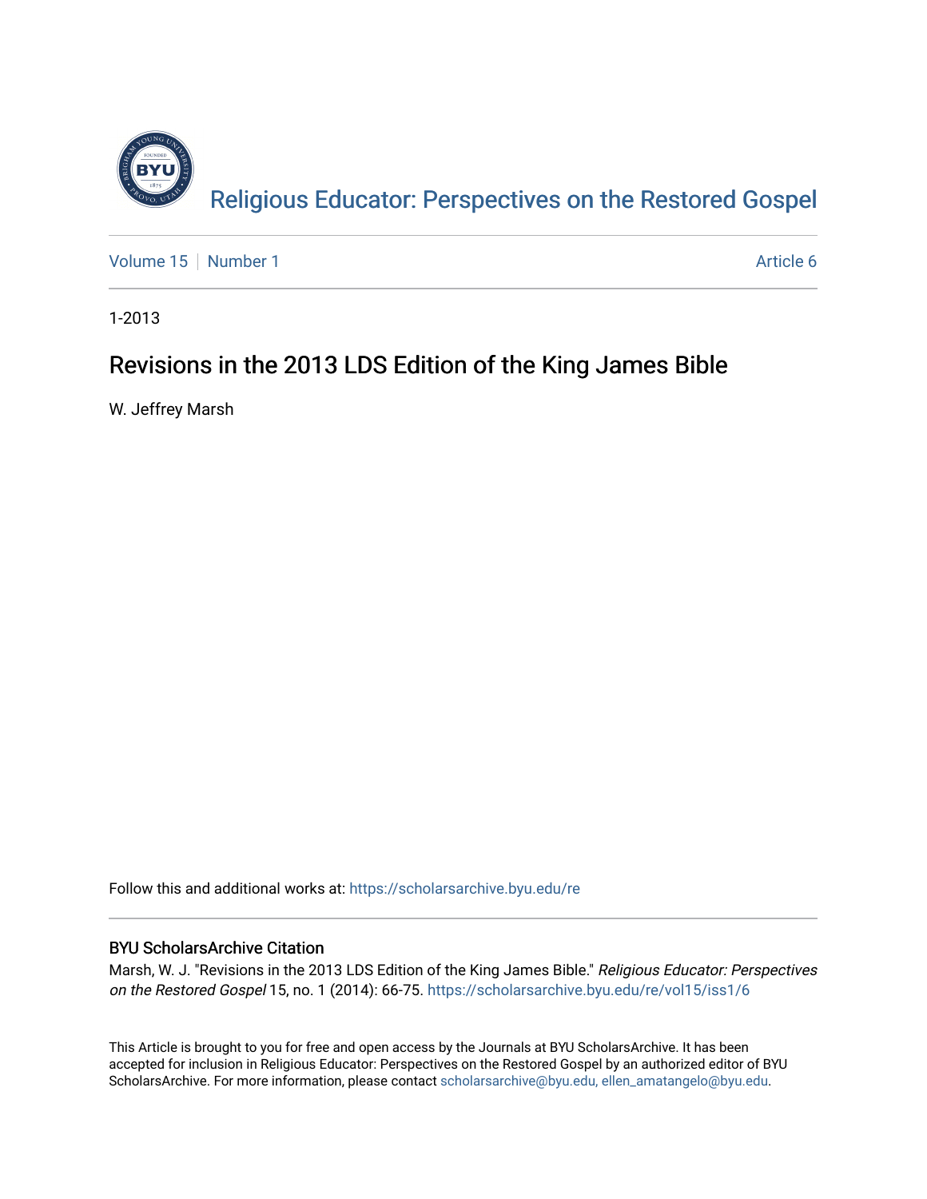Religious Educator: Perspectives on the Restored Gospel

Volume 15 | Number 1 | Article 6

1-2013

# Revisions in the 2013 LDS Edition of the King James Bible

W. Jeffrey Marsh

Follow this and additional works at: https://scholarsarchive.byu.edu/re

### BYU ScholarsArchive Citation

Marsh, W. J. "Revisions in the 2013 LDS Edition of the King James Bible." *Religious Educator: Perspectives on the Restored Gospel* 15, no. 1 (2014): 66-75. https://scholarsarchive.byu.edu/re/vol15/iss1/6

This Article is brought to you for free and open access by the Journals at BYU ScholarsArchive. It has been accepted for inclusion in Religious Educator: Perspectives on the Restored Gospel by an authorized editor of BYU ScholarsArchive. For more information, please contact scholarsarchive@byu.edu, ellen_amatangelo@byu.edu.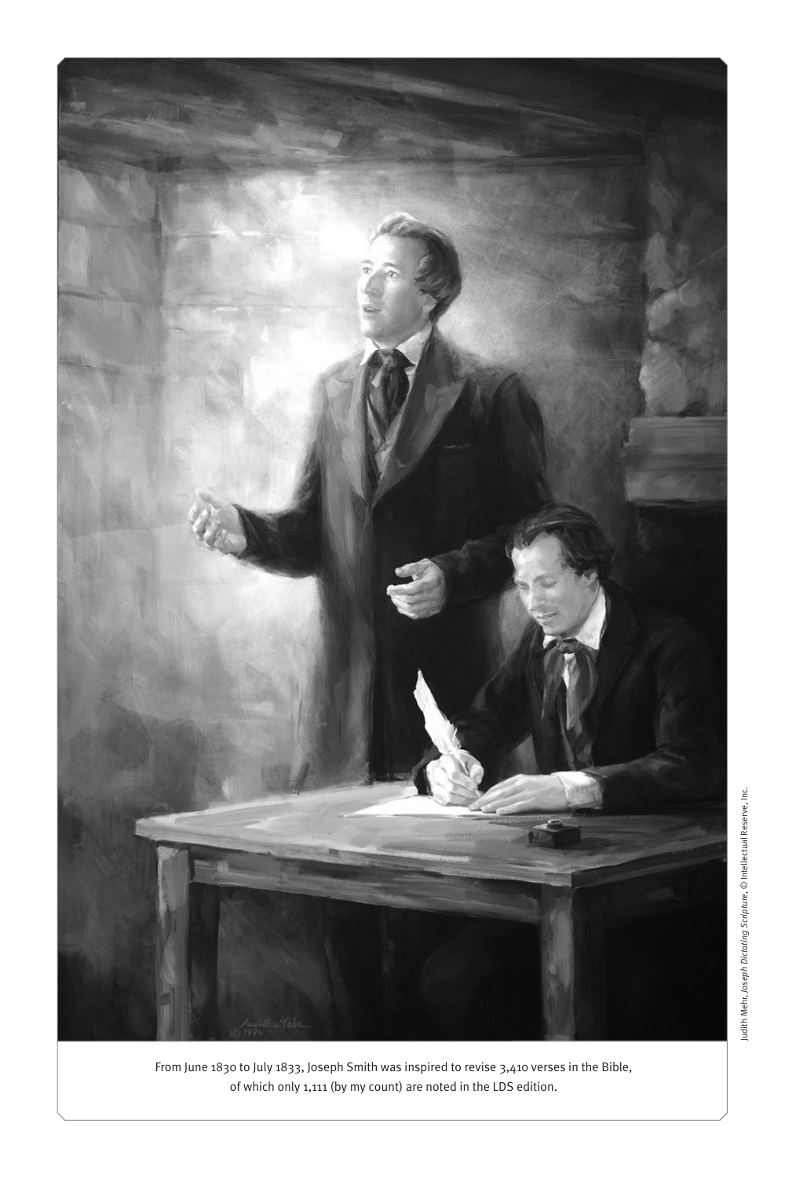From June 1830 to July 1833, Joseph Smith was inspired to revise 3,410 verses in the Bible, of which only 1,111 (by my count) are noted in the LDS edition.

Judith Mehr, *Joseph Dictating Scripture*, © Intellectual Reserve, Inc.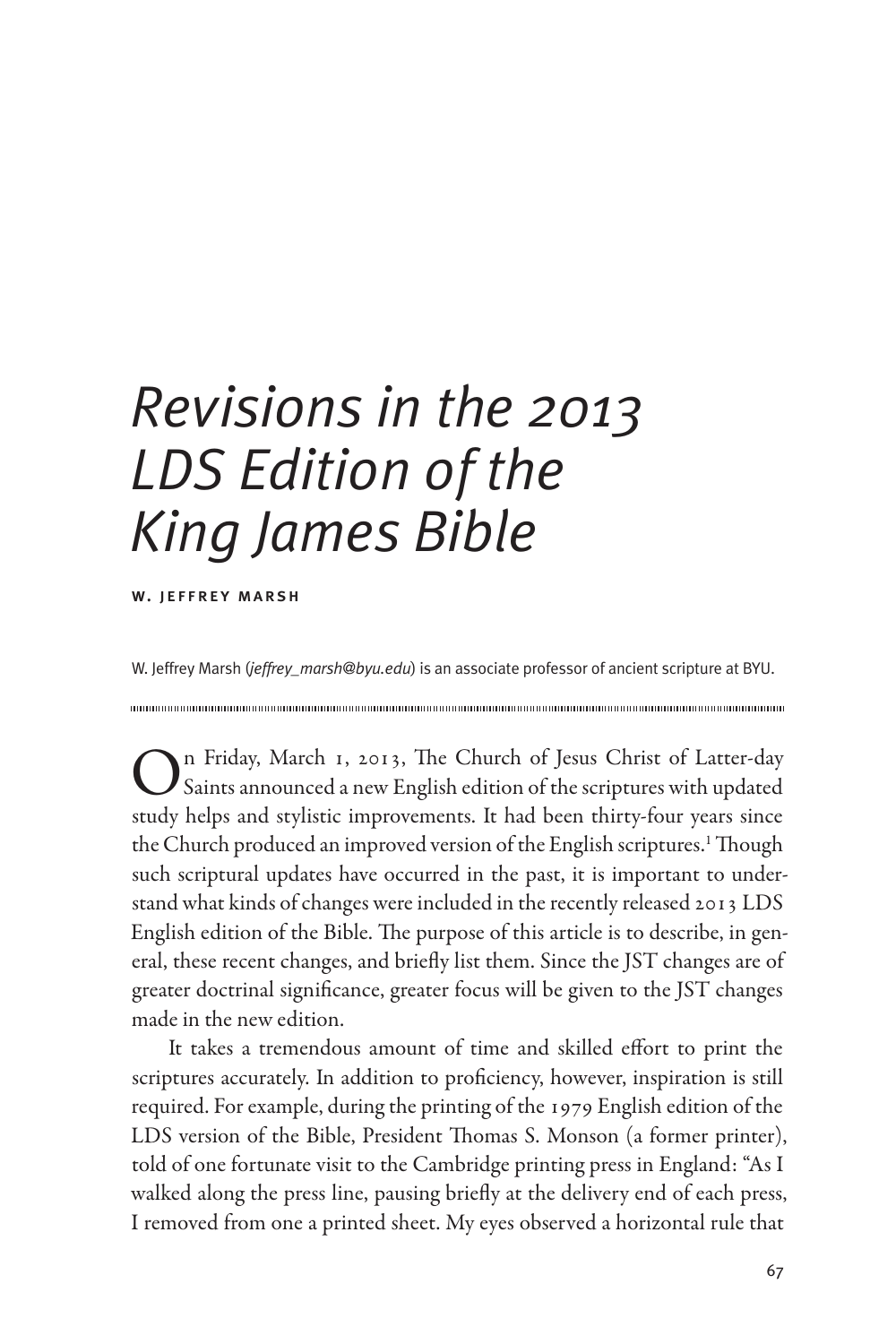# *Revisions in the 2013 LDS Edition of the King James Bible*

**W. Jeffrey Marsh**

W. Jeffrey Marsh (*jeffrey_marsh@byu.edu*) is an associate professor of ancient scripture at BYU.

On Friday, March 1, 2013, The Church of Jesus Christ of Latter-day Saints announced a new English edition of the scriptures with updated study helps and stylistic improvements. It had been thirty-four years since the Church produced an improved version of the English scriptures.[1] Though such scriptural updates have occurred in the past, it is important to understand what kinds of changes were included in the recently released 2013 LDS English edition of the Bible. The purpose of this article is to describe, in general, these recent changes, and briefly list them. Since the JST changes are of greater doctrinal significance, greater focus will be given to the JST changes made in the new edition.

It takes a tremendous amount of time and skilled effort to print the scriptures accurately. In addition to proficiency, however, inspiration is still required. For example, during the printing of the 1979 English edition of the LDS version of the Bible, President Thomas S. Monson (a former printer), told of one fortunate visit to the Cambridge printing press in England: "As I walked along the press line, pausing briefly at the delivery end of each press, I removed from one a printed sheet. My eyes observed a horizontal rule that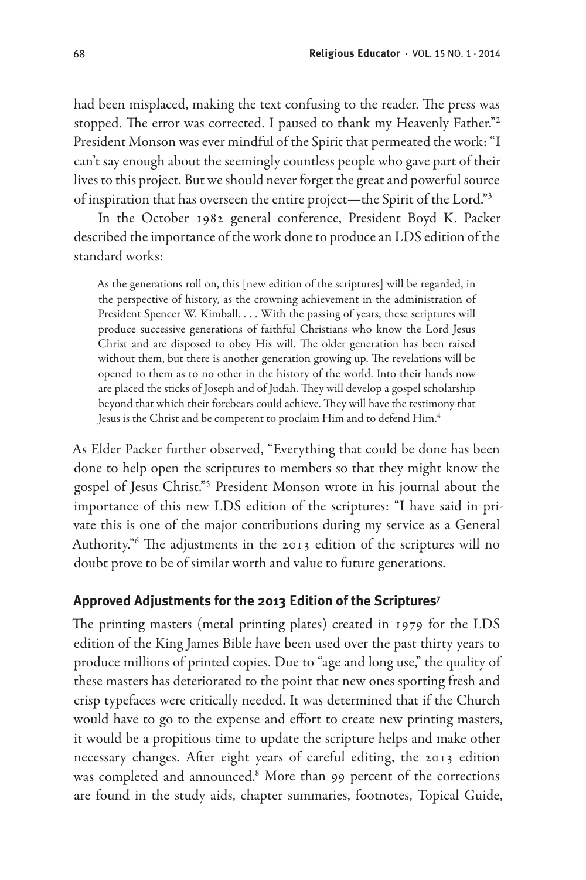had been misplaced, making the text confusing to the reader. The press was stopped. The error was corrected. I paused to thank my Heavenly Father."[2] President Monson was ever mindful of the Spirit that permeated the work: "I can't say enough about the seemingly countless people who gave part of their lives to this project. But we should never forget the great and powerful source of inspiration that has overseen the entire project—the Spirit of the Lord."[3]

In the October 1982 general conference, President Boyd K. Packer described the importance of the work done to produce an LDS edition of the standard works:

> As the generations roll on, this [new edition of the scriptures] will be regarded, in the perspective of history, as the crowning achievement in the administration of President Spencer W. Kimball. . . . With the passing of years, these scriptures will produce successive generations of faithful Christians who know the Lord Jesus Christ and are disposed to obey His will. The older generation has been raised without them, but there is another generation growing up. The revelations will be opened to them as to no other in the history of the world. Into their hands now are placed the sticks of Joseph and of Judah. They will develop a gospel scholarship beyond that which their forebears could achieve. They will have the testimony that Jesus is the Christ and be competent to proclaim Him and to defend Him.[4]

As Elder Packer further observed, "Everything that could be done has been done to help open the scriptures to members so that they might know the gospel of Jesus Christ."[5] President Monson wrote in his journal about the importance of this new LDS edition of the scriptures: "I have said in private this is one of the major contributions during my service as a General Authority."[6] The adjustments in the 2013 edition of the scriptures will no doubt prove to be of similar worth and value to future generations.

## Approved Adjustments for the 2013 Edition of the Scriptures[7]

The printing masters (metal printing plates) created in 1979 for the LDS edition of the King James Bible have been used over the past thirty years to produce millions of printed copies. Due to "age and long use," the quality of these masters has deteriorated to the point that new ones sporting fresh and crisp typefaces were critically needed. It was determined that if the Church would have to go to the expense and effort to create new printing masters, it would be a propitious time to update the scripture helps and make other necessary changes. After eight years of careful editing, the 2013 edition was completed and announced.[8] More than 99 percent of the corrections are found in the study aids, chapter summaries, footnotes, Topical Guide,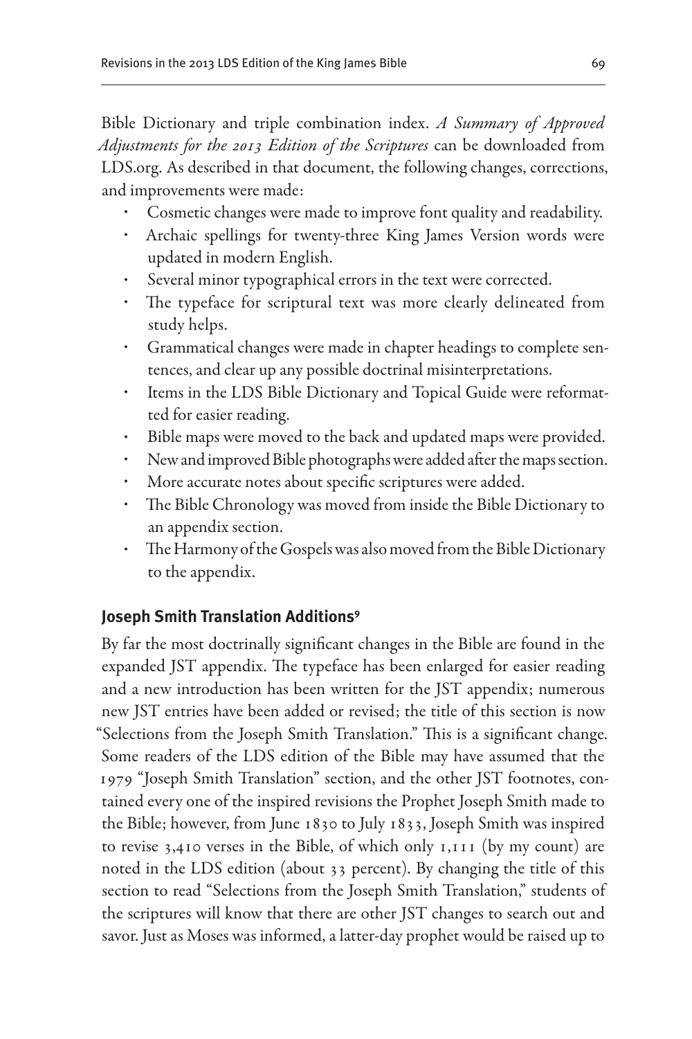Bible Dictionary and triple combination index. *A Summary of Approved Adjustments for the 2013 Edition of the Scriptures* can be downloaded from LDS.org. As described in that document, the following changes, corrections, and improvements were made:

- Cosmetic changes were made to improve font quality and readability.
- Archaic spellings for twenty-three King James Version words were updated in modern English.
- Several minor typographical errors in the text were corrected.
- The typeface for scriptural text was more clearly delineated from study helps.
- Grammatical changes were made in chapter headings to complete sentences, and clear up any possible doctrinal misinterpretations.
- Items in the LDS Bible Dictionary and Topical Guide were reformatted for easier reading.
- Bible maps were moved to the back and updated maps were provided.
- New and improved Bible photographs were added after the maps section.
- More accurate notes about specific scriptures were added.
- The Bible Chronology was moved from inside the Bible Dictionary to an appendix section.
- The Harmony of the Gospels was also moved from the Bible Dictionary to the appendix.

### Joseph Smith Translation Additions[9]

By far the most doctrinally significant changes in the Bible are found in the expanded JST appendix. The typeface has been enlarged for easier reading and a new introduction has been written for the JST appendix; numerous new JST entries have been added or revised; the title of this section is now "Selections from the Joseph Smith Translation." This is a significant change. Some readers of the LDS edition of the Bible may have assumed that the 1979 "Joseph Smith Translation" section, and the other JST footnotes, contained every one of the inspired revisions the Prophet Joseph Smith made to the Bible; however, from June 1830 to July 1833, Joseph Smith was inspired to revise 3,410 verses in the Bible, of which only 1,111 (by my count) are noted in the LDS edition (about 33 percent). By changing the title of this section to read "Selections from the Joseph Smith Translation," students of the scriptures will know that there are other JST changes to search out and savor. Just as Moses was informed, a latter-day prophet would be raised up to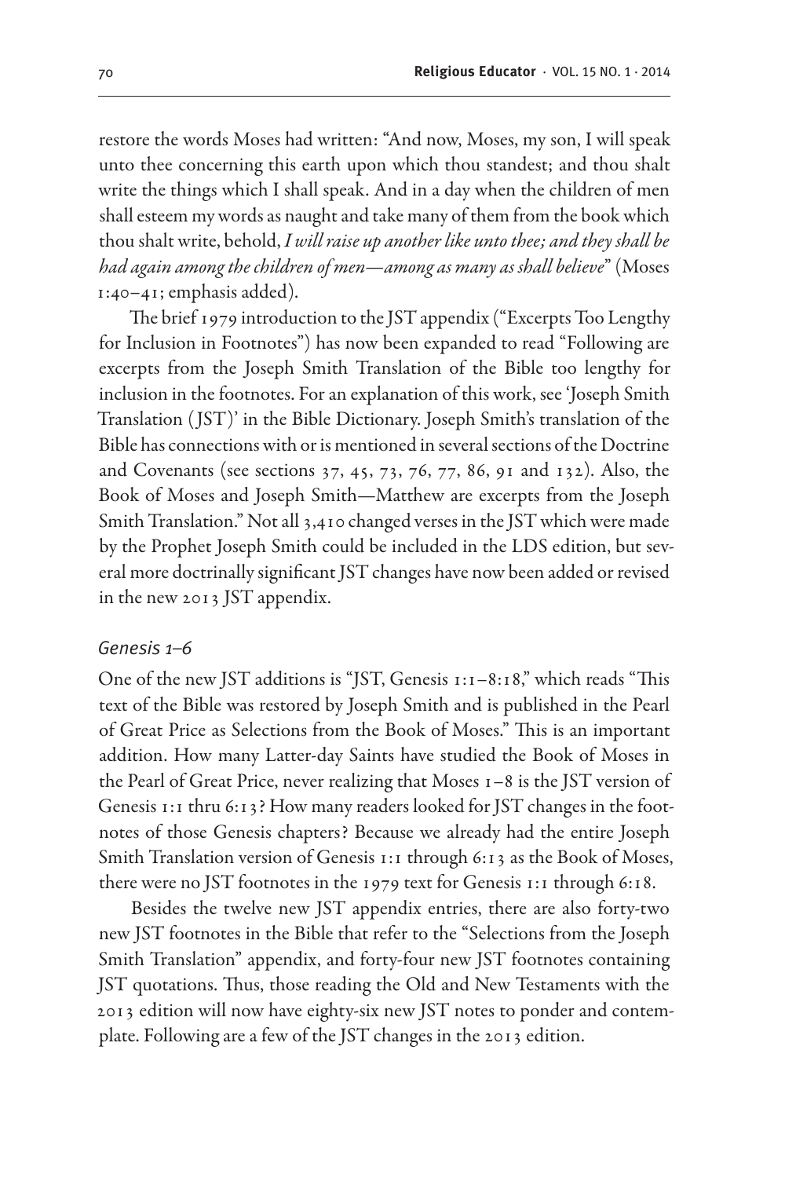restore the words Moses had written: "And now, Moses, my son, I will speak unto thee concerning this earth upon which thou standest; and thou shalt write the things which I shall speak. And in a day when the children of men shall esteem my words as naught and take many of them from the book which thou shalt write, behold, *I will raise up another like unto thee; and they shall be had again among the children of men—among as many as shall believe*" (Moses 1:40–41; emphasis added).

The brief 1979 introduction to the JST appendix ("Excerpts Too Lengthy for Inclusion in Footnotes") has now been expanded to read "Following are excerpts from the Joseph Smith Translation of the Bible too lengthy for inclusion in the footnotes. For an explanation of this work, see 'Joseph Smith Translation (JST)' in the Bible Dictionary. Joseph Smith's translation of the Bible has connections with or is mentioned in several sections of the Doctrine and Covenants (see sections 37, 45, 73, 76, 77, 86, 91 and 132). Also, the Book of Moses and Joseph Smith—Matthew are excerpts from the Joseph Smith Translation." Not all 3,410 changed verses in the JST which were made by the Prophet Joseph Smith could be included in the LDS edition, but several more doctrinally significant JST changes have now been added or revised in the new 2013 JST appendix.

### *Genesis 1–6*

One of the new JST additions is "JST, Genesis 1:1–8:18," which reads "This text of the Bible was restored by Joseph Smith and is published in the Pearl of Great Price as Selections from the Book of Moses." This is an important addition. How many Latter-day Saints have studied the Book of Moses in the Pearl of Great Price, never realizing that Moses 1–8 is the JST version of Genesis 1:1 thru 6:13? How many readers looked for JST changes in the footnotes of those Genesis chapters? Because we already had the entire Joseph Smith Translation version of Genesis 1:1 through 6:13 as the Book of Moses, there were no JST footnotes in the 1979 text for Genesis 1:1 through 6:18.

Besides the twelve new JST appendix entries, there are also forty-two new JST footnotes in the Bible that refer to the "Selections from the Joseph Smith Translation" appendix, and forty-four new JST footnotes containing JST quotations. Thus, those reading the Old and New Testaments with the 2013 edition will now have eighty-six new JST notes to ponder and contemplate. Following are a few of the JST changes in the 2013 edition.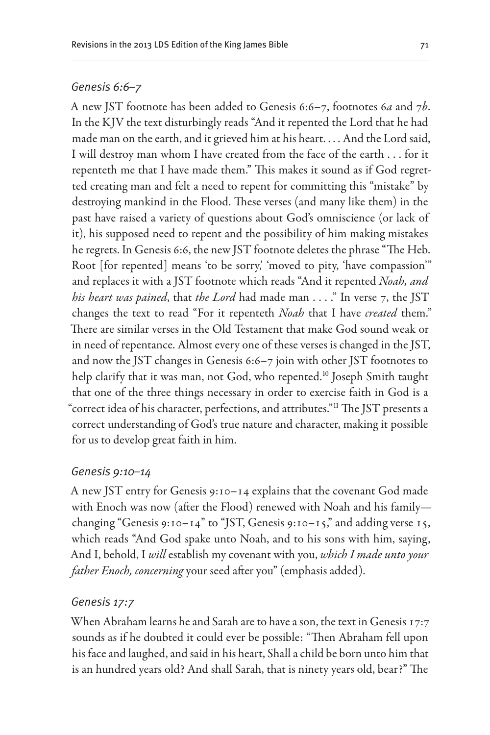### *Genesis 6:6–7*

A new JST footnote has been added to Genesis 6:6–7, footnotes 6*a* and 7*b*. In the KJV the text disturbingly reads "And it repented the Lord that he had made man on the earth, and it grieved him at his heart. . . . And the Lord said, I will destroy man whom I have created from the face of the earth . . . for it repenteth me that I have made them." This makes it sound as if God regretted creating man and felt a need to repent for committing this "mistake" by destroying mankind in the Flood. These verses (and many like them) in the past have raised a variety of questions about God's omniscience (or lack of it), his supposed need to repent and the possibility of him making mistakes he regrets. In Genesis 6:6, the new JST footnote deletes the phrase "The Heb. Root [for repented] means 'to be sorry,' 'moved to pity, 'have compassion'" and replaces it with a JST footnote which reads "And it repented *Noah, and his heart was pained*, that *the Lord* had made man . . . ." In verse 7, the JST changes the text to read "For it repenteth *Noah* that I have *created* them." There are similar verses in the Old Testament that make God sound weak or in need of repentance. Almost every one of these verses is changed in the JST, and now the JST changes in Genesis 6:6–7 join with other JST footnotes to help clarify that it was man, not God, who repented.[10] Joseph Smith taught that one of the three things necessary in order to exercise faith in God is a "correct idea of his character, perfections, and attributes."[11] The JST presents a correct understanding of God's true nature and character, making it possible for us to develop great faith in him.

### *Genesis 9:10–14*

A new JST entry for Genesis 9:10–14 explains that the covenant God made with Enoch was now (after the Flood) renewed with Noah and his family—changing "Genesis 9:10–14" to "JST, Genesis 9:10–15," and adding verse 15, which reads "And God spake unto Noah, and to his sons with him, saying, And I, behold, I *will* establish my covenant with you, *which I made unto your father Enoch, concerning* your seed after you" (emphasis added).

### *Genesis 17:7*

When Abraham learns he and Sarah are to have a son, the text in Genesis 17:7 sounds as if he doubted it could ever be possible: "Then Abraham fell upon his face and laughed, and said in his heart, Shall a child be born unto him that is an hundred years old? And shall Sarah, that is ninety years old, bear?" The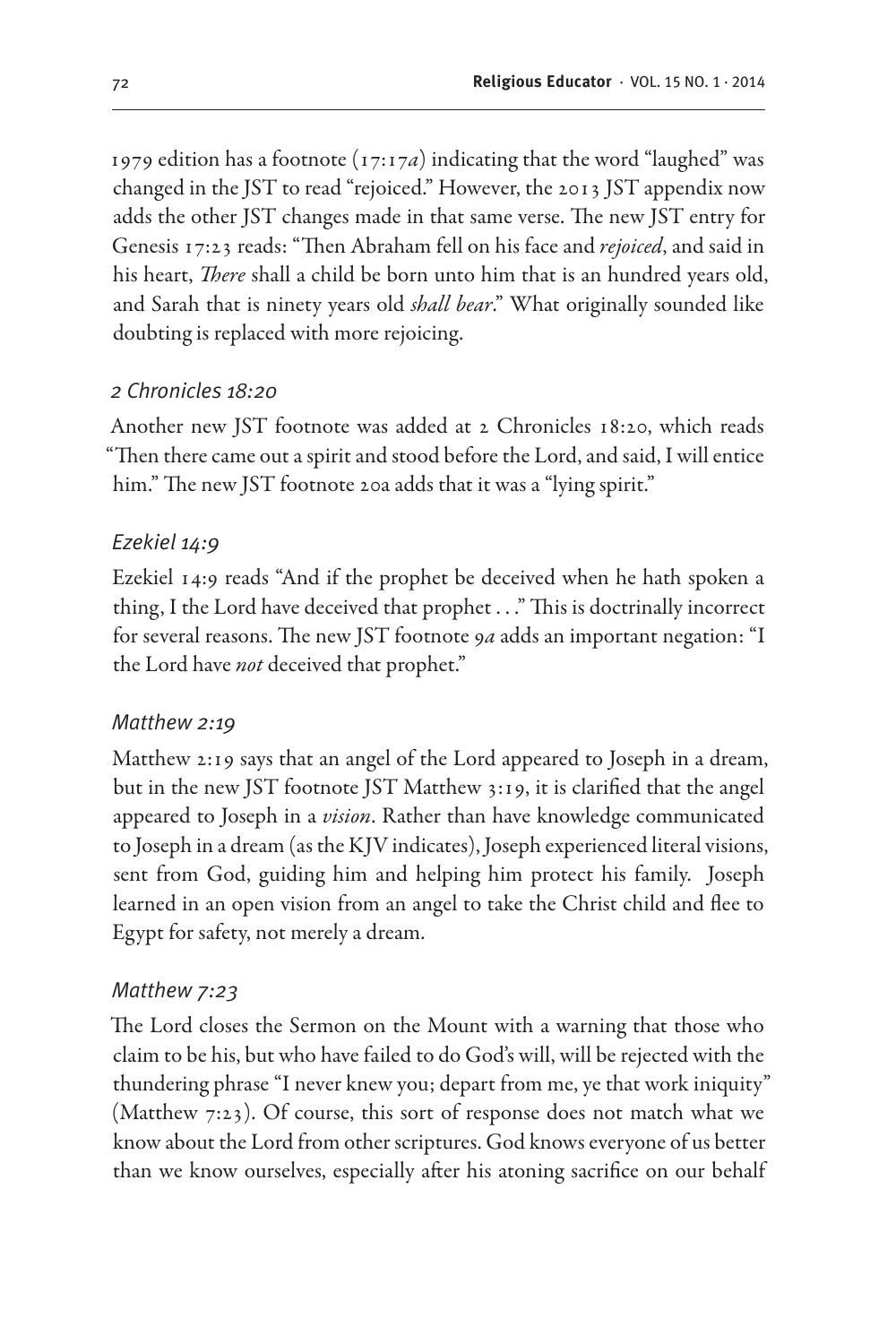1979 edition has a footnote (17:17*a*) indicating that the word "laughed" was changed in the JST to read "rejoiced." However, the 2013 JST appendix now adds the other JST changes made in that same verse. The new JST entry for Genesis 17:23 reads: "Then Abraham fell on his face and *rejoiced*, and said in his heart, *There* shall a child be born unto him that is an hundred years old, and Sarah that is ninety years old *shall bear*." What originally sounded like doubting is replaced with more rejoicing.

### *2 Chronicles 18:20*

Another new JST footnote was added at 2 Chronicles 18:20, which reads "Then there came out a spirit and stood before the Lord, and said, I will entice him." The new JST footnote 20a adds that it was a "lying spirit."

### *Ezekiel 14:9*

Ezekiel 14:9 reads "And if the prophet be deceived when he hath spoken a thing, I the Lord have deceived that prophet . . ." This is doctrinally incorrect for several reasons. The new JST footnote 9*a* adds an important negation: "I the Lord have *not* deceived that prophet."

### *Matthew 2:19*

Matthew 2:19 says that an angel of the Lord appeared to Joseph in a dream, but in the new JST footnote JST Matthew 3:19, it is clarified that the angel appeared to Joseph in a *vision*. Rather than have knowledge communicated to Joseph in a dream (as the KJV indicates), Joseph experienced literal visions, sent from God, guiding him and helping him protect his family. Joseph learned in an open vision from an angel to take the Christ child and flee to Egypt for safety, not merely a dream.

### *Matthew 7:23*

The Lord closes the Sermon on the Mount with a warning that those who claim to be his, but who have failed to do God's will, will be rejected with the thundering phrase "I never knew you; depart from me, ye that work iniquity" (Matthew 7:23). Of course, this sort of response does not match what we know about the Lord from other scriptures. God knows everyone of us better than we know ourselves, especially after his atoning sacrifice on our behalf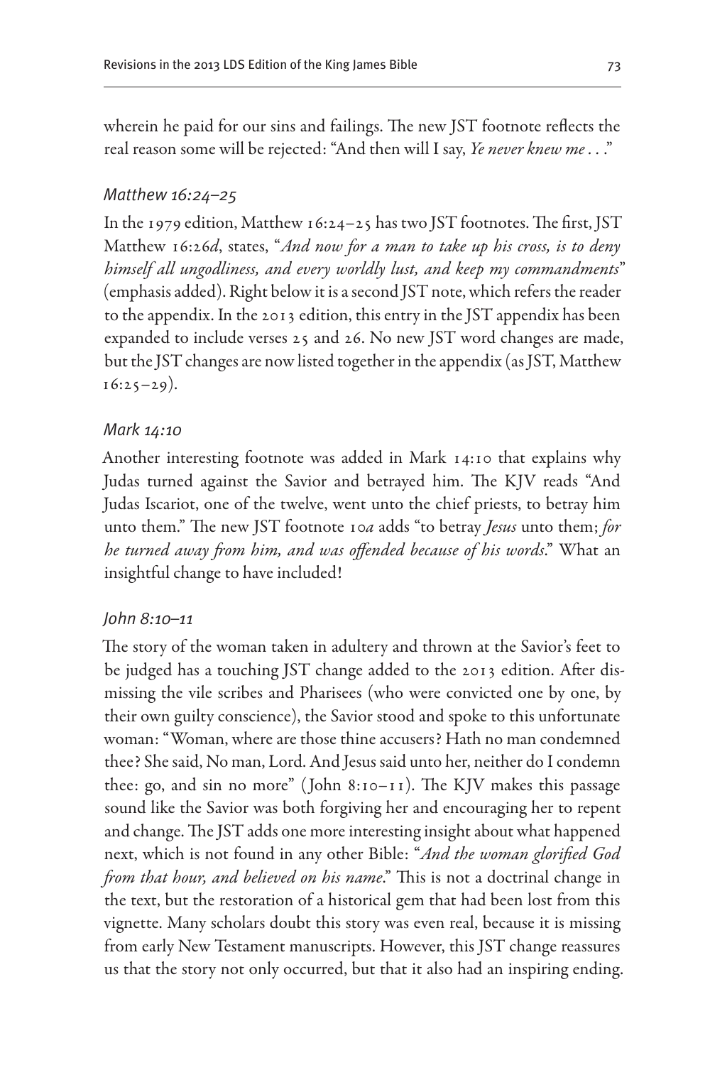wherein he paid for our sins and failings. The new JST footnote reflects the real reason some will be rejected: "And then will I say, *Ye never knew me . . .*"

### *Matthew 16:24–25*

In the 1979 edition, Matthew 16:24–25 has two JST footnotes. The first, JST Matthew 16:26*d*, states, "*And now for a man to take up his cross, is to deny himself all ungodliness, and every worldly lust, and keep my commandments*" (emphasis added). Right below it is a second JST note, which refers the reader to the appendix. In the 2013 edition, this entry in the JST appendix has been expanded to include verses 25 and 26. No new JST word changes are made, but the JST changes are now listed together in the appendix (as JST, Matthew 16:25–29).

### *Mark 14:10*

Another interesting footnote was added in Mark 14:10 that explains why Judas turned against the Savior and betrayed him. The KJV reads "And Judas Iscariot, one of the twelve, went unto the chief priests, to betray him unto them." The new JST footnote 10*a* adds "to betray *Jesus* unto them; *for he turned away from him, and was offended because of his words*." What an insightful change to have included!

### *John 8:10–11*

The story of the woman taken in adultery and thrown at the Savior's feet to be judged has a touching JST change added to the 2013 edition. After dismissing the vile scribes and Pharisees (who were convicted one by one, by their own guilty conscience), the Savior stood and spoke to this unfortunate woman: "Woman, where are those thine accusers? Hath no man condemned thee? She said, No man, Lord. And Jesus said unto her, neither do I condemn thee: go, and sin no more" (John 8:10–11). The KJV makes this passage sound like the Savior was both forgiving her and encouraging her to repent and change. The JST adds one more interesting insight about what happened next, which is not found in any other Bible: "*And the woman glorified God from that hour, and believed on his name*." This is not a doctrinal change in the text, but the restoration of a historical gem that had been lost from this vignette. Many scholars doubt this story was even real, because it is missing from early New Testament manuscripts. However, this JST change reassures us that the story not only occurred, but that it also had an inspiring ending.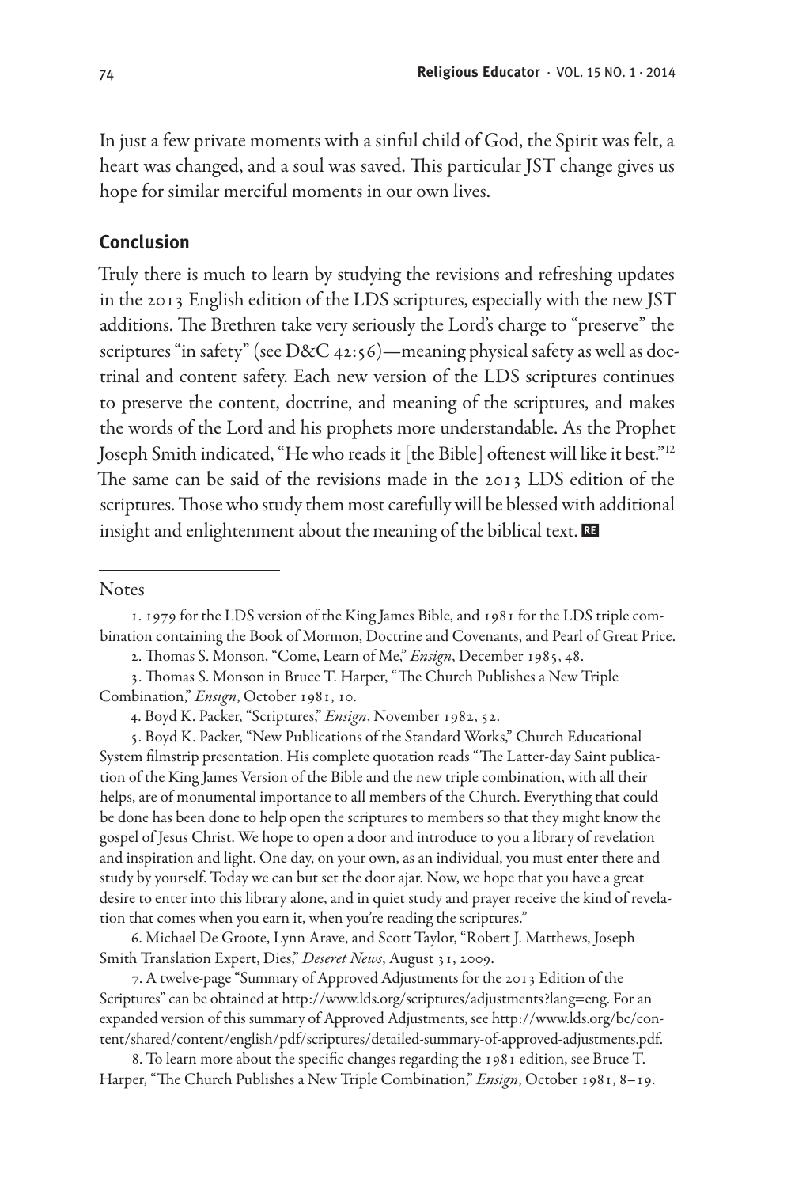In just a few private moments with a sinful child of God, the Spirit was felt, a heart was changed, and a soul was saved. This particular JST change gives us hope for similar merciful moments in our own lives.

## Conclusion

Truly there is much to learn by studying the revisions and refreshing updates in the 2013 English edition of the LDS scriptures, especially with the new JST additions. The Brethren take very seriously the Lord's charge to "preserve" the scriptures "in safety" (see D&C 42:56)—meaning physical safety as well as doctrinal and content safety. Each new version of the LDS scriptures continues to preserve the content, doctrine, and meaning of the scriptures, and makes the words of the Lord and his prophets more understandable. As the Prophet Joseph Smith indicated, "He who reads it [the Bible] oftenest will like it best."[12] The same can be said of the revisions made in the 2013 LDS edition of the scriptures. Those who study them most carefully will be blessed with additional insight and enlightenment about the meaning of the biblical text.

---

Notes

1. 1979 for the LDS version of the King James Bible, and 1981 for the LDS triple combination containing the Book of Mormon, Doctrine and Covenants, and Pearl of Great Price.

2. Thomas S. Monson, "Come, Learn of Me," *Ensign*, December 1985, 48.

3. Thomas S. Monson in Bruce T. Harper, "The Church Publishes a New Triple Combination," *Ensign*, October 1981, 10.

4. Boyd K. Packer, "Scriptures," *Ensign*, November 1982, 52.

5. Boyd K. Packer, "New Publications of the Standard Works," Church Educational System filmstrip presentation. His complete quotation reads "The Latter-day Saint publication of the King James Version of the Bible and the new triple combination, with all their helps, are of monumental importance to all members of the Church. Everything that could be done has been done to help open the scriptures to members so that they might know the gospel of Jesus Christ. We hope to open a door and introduce to you a library of revelation and inspiration and light. One day, on your own, as an individual, you must enter there and study by yourself. Today we can but set the door ajar. Now, we hope that you have a great desire to enter into this library alone, and in quiet study and prayer receive the kind of revelation that comes when you earn it, when you're reading the scriptures."

6. Michael De Groote, Lynn Arave, and Scott Taylor, "Robert J. Matthews, Joseph Smith Translation Expert, Dies," *Deseret News*, August 31, 2009.

7. A twelve-page "Summary of Approved Adjustments for the 2013 Edition of the Scriptures" can be obtained at http://www.lds.org/scriptures/adjustments?lang=eng. For an expanded version of this summary of Approved Adjustments, see http://www.lds.org/bc/content/shared/content/english/pdf/scriptures/detailed-summary-of-approved-adjustments.pdf.

8. To learn more about the specific changes regarding the 1981 edition, see Bruce T. Harper, "The Church Publishes a New Triple Combination," *Ensign*, October 1981, 8–19.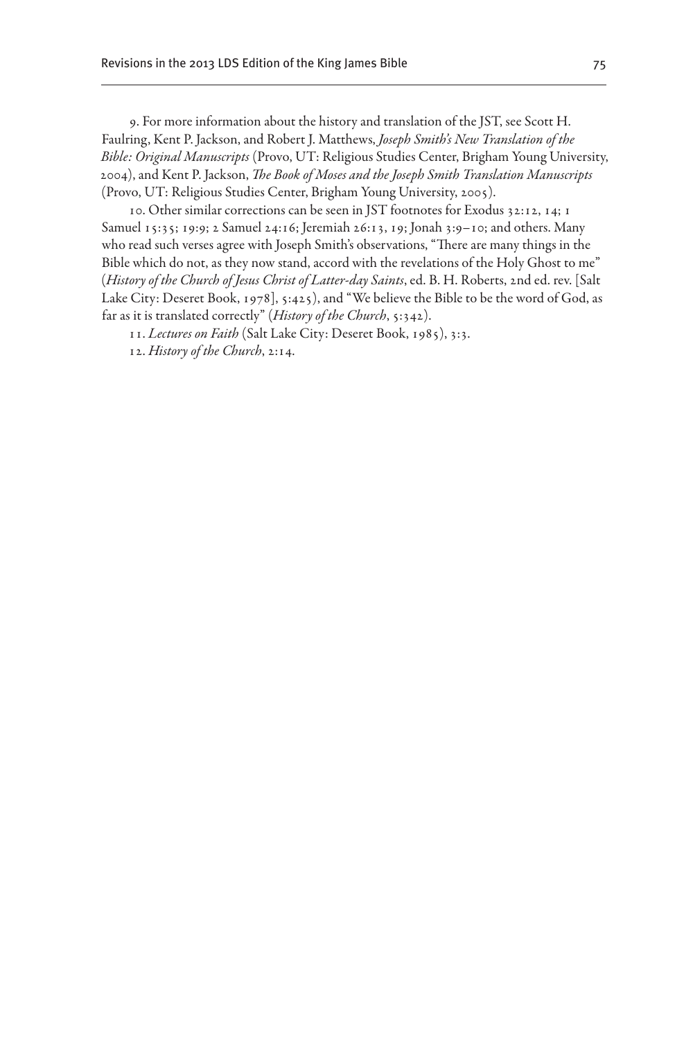9. For more information about the history and translation of the JST, see Scott H. Faulring, Kent P. Jackson, and Robert J. Matthews, *Joseph Smith's New Translation of the Bible: Original Manuscripts* (Provo, UT: Religious Studies Center, Brigham Young University, 2004), and Kent P. Jackson, *The Book of Moses and the Joseph Smith Translation Manuscripts* (Provo, UT: Religious Studies Center, Brigham Young University, 2005).

10. Other similar corrections can be seen in JST footnotes for Exodus 32:12, 14; 1 Samuel 15:35; 19:9; 2 Samuel 24:16; Jeremiah 26:13, 19; Jonah 3:9–10; and others. Many who read such verses agree with Joseph Smith's observations, "There are many things in the Bible which do not, as they now stand, accord with the revelations of the Holy Ghost to me" (*History of the Church of Jesus Christ of Latter-day Saints*, ed. B. H. Roberts, 2nd ed. rev. [Salt Lake City: Deseret Book, 1978], 5:425), and "We believe the Bible to be the word of God, as far as it is translated correctly" (*History of the Church*, 5:342).

11. *Lectures on Faith* (Salt Lake City: Deseret Book, 1985), 3:3.

12. *History of the Church*, 2:14.